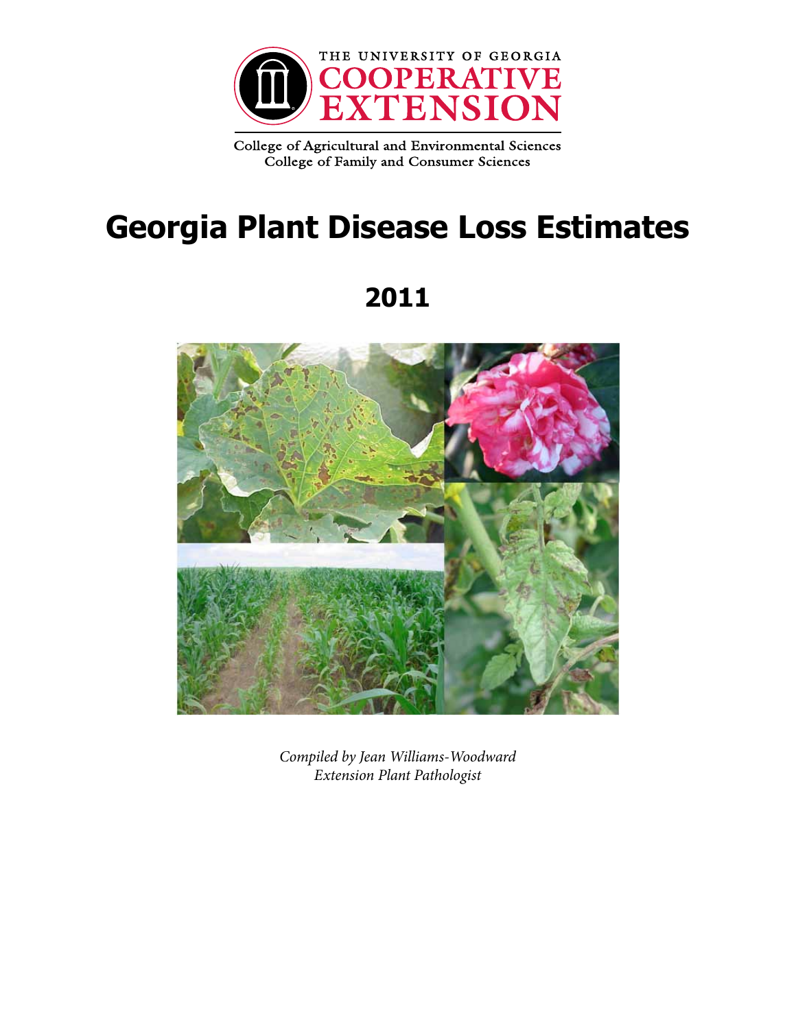THE UNIVERSITY OF GEORGIA
COOPERATIVE EXTENSION

College of Agricultural and Environmental Sciences
College of Family and Consumer Sciences

# Georgia Plant Disease Loss Estimates

## 2011

*Compiled by Jean Williams-Woodward*
*Extension Plant Pathologist*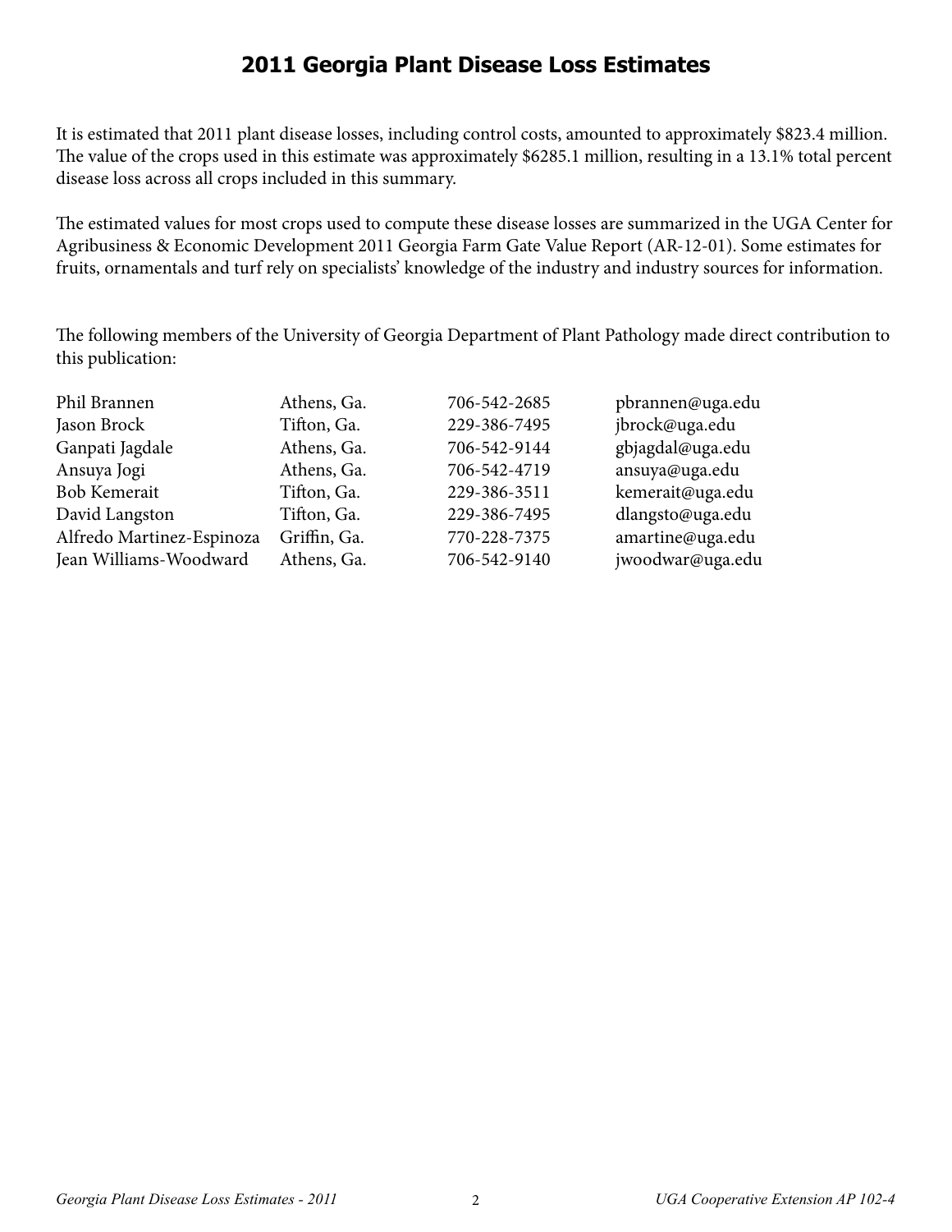# 2011 Georgia Plant Disease Loss Estimates

It is estimated that 2011 plant disease losses, including control costs, amounted to approximately $823.4 million. The value of the crops used in this estimate was approximately $6285.1 million, resulting in a 13.1% total percent disease loss across all crops included in this summary.

The estimated values for most crops used to compute these disease losses are summarized in the UGA Center for Agribusiness & Economic Development 2011 Georgia Farm Gate Value Report (AR-12-01). Some estimates for fruits, ornamentals and turf rely on specialists' knowledge of the industry and industry sources for information.

The following members of the University of Georgia Department of Plant Pathology made direct contribution to this publication:

| | | | |
|---|---|---|---|
| Phil Brannen | Athens, Ga. | 706-542-2685 | pbrannen@uga.edu |
| Jason Brock | Tifton, Ga. | 229-386-7495 | jbrock@uga.edu |
| Ganpati Jagdale | Athens, Ga. | 706-542-9144 | gbjagdal@uga.edu |
| Ansuya Jogi | Athens, Ga. | 706-542-4719 | ansuya@uga.edu |
| Bob Kemerait | Tifton, Ga. | 229-386-3511 | kemerait@uga.edu |
| David Langston | Tifton, Ga. | 229-386-7495 | dlangsto@uga.edu |
| Alfredo Martinez-Espinoza | Griffin, Ga. | 770-228-7375 | amartine@uga.edu |
| Jean Williams-Woodward | Athens, Ga. | 706-542-9140 | jwoodwar@uga.edu |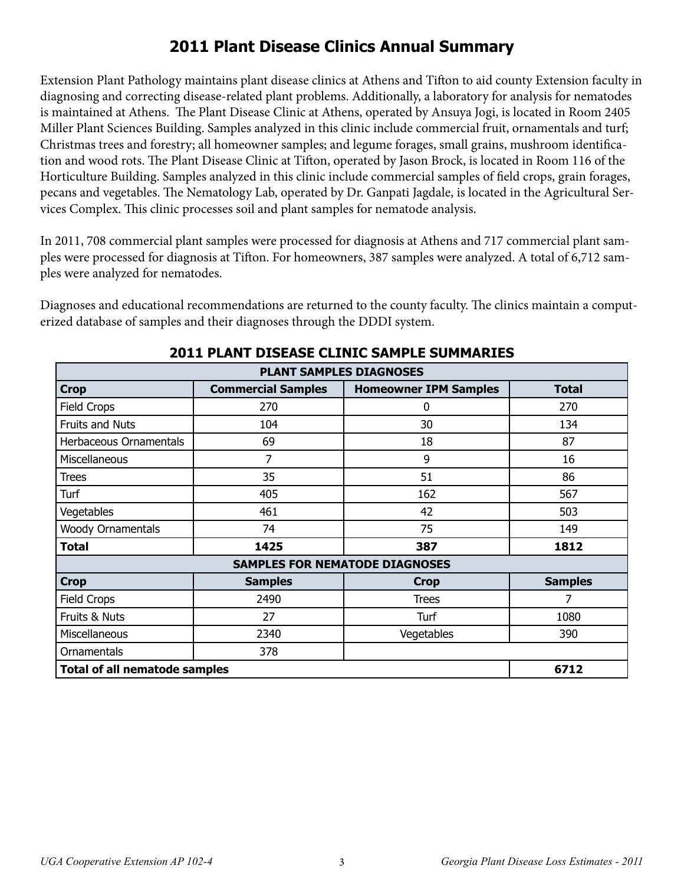# 2011 Plant Disease Clinics Annual Summary

Extension Plant Pathology maintains plant disease clinics at Athens and Tifton to aid county Extension faculty in diagnosing and correcting disease-related plant problems. Additionally, a laboratory for analysis for nematodes is maintained at Athens. The Plant Disease Clinic at Athens, operated by Ansuya Jogi, is located in Room 2405 Miller Plant Sciences Building. Samples analyzed in this clinic include commercial fruit, ornamentals and turf; Christmas trees and forestry; all homeowner samples; and legume forages, small grains, mushroom identification and wood rots. The Plant Disease Clinic at Tifton, operated by Jason Brock, is located in Room 116 of the Horticulture Building. Samples analyzed in this clinic include commercial samples of field crops, grain forages, pecans and vegetables. The Nematology Lab, operated by Dr. Ganpati Jagdale, is located in the Agricultural Services Complex. This clinic processes soil and plant samples for nematode analysis.

In 2011, 708 commercial plant samples were processed for diagnosis at Athens and 717 commercial plant samples were processed for diagnosis at Tifton. For homeowners, 387 samples were analyzed. A total of 6,712 samples were analyzed for nematodes.

Diagnoses and educational recommendations are returned to the county faculty. The clinics maintain a computerized database of samples and their diagnoses through the DDDI system.

## 2011 PLANT DISEASE CLINIC SAMPLE SUMMARIES

| PLANT SAMPLES DIAGNOSES | | | |
|---|---|---|---|
| **Crop** | **Commercial Samples** | **Homeowner IPM Samples** | **Total** |
| Field Crops | 270 | 0 | 270 |
| Fruits and Nuts | 104 | 30 | 134 |
| Herbaceous Ornamentals | 69 | 18 | 87 |
| Miscellaneous | 7 | 9 | 16 |
| Trees | 35 | 51 | 86 |
| Turf | 405 | 162 | 567 |
| Vegetables | 461 | 42 | 503 |
| Woody Ornamentals | 74 | 75 | 149 |
| **Total** | **1425** | **387** | **1812** |

| SAMPLES FOR NEMATODE DIAGNOSES | | | |
|---|---|---|---|
| **Crop** | **Samples** | **Crop** | **Samples** |
| Field Crops | 2490 | Trees | 7 |
| Fruits & Nuts | 27 | Turf | 1080 |
| Miscellaneous | 2340 | Vegetables | 390 |
| Ornamentals | 378 | | |
| **Total of all nematode samples** | | | **6712** |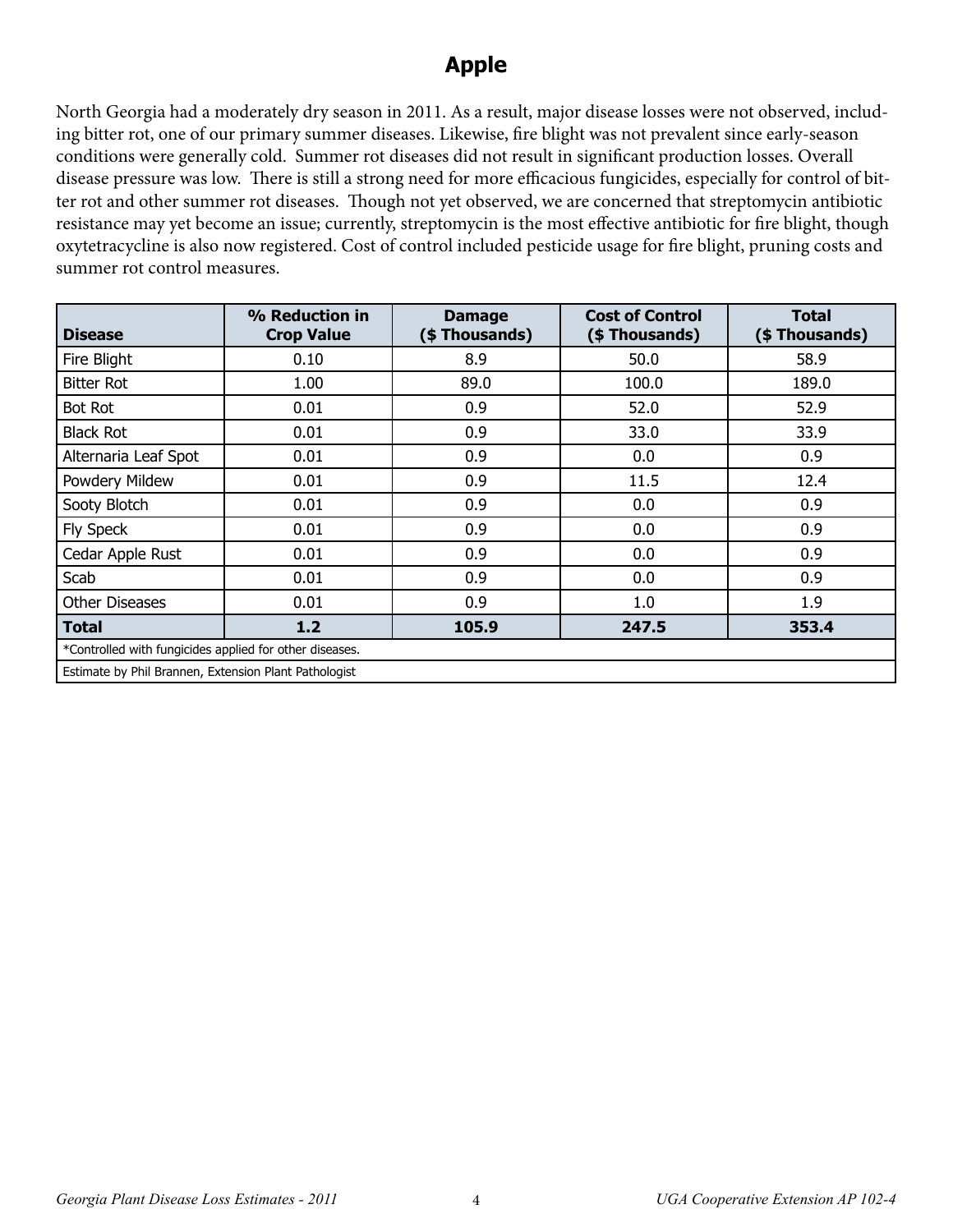# Apple

North Georgia had a moderately dry season in 2011. As a result, major disease losses were not observed, including bitter rot, one of our primary summer diseases. Likewise, fire blight was not prevalent since early-season conditions were generally cold. Summer rot diseases did not result in significant production losses. Overall disease pressure was low. There is still a strong need for more efficacious fungicides, especially for control of bitter rot and other summer rot diseases. Though not yet observed, we are concerned that streptomycin antibiotic resistance may yet become an issue; currently, streptomycin is the most effective antibiotic for fire blight, though oxytetracycline is also now registered. Cost of control included pesticide usage for fire blight, pruning costs and summer rot control measures.

| Disease | % Reduction in Crop Value | Damage ($ Thousands) | Cost of Control ($ Thousands) | Total ($ Thousands) |
|---|---|---|---|---|
| Fire Blight | 0.10 | 8.9 | 50.0 | 58.9 |
| Bitter Rot | 1.00 | 89.0 | 100.0 | 189.0 |
| Bot Rot | 0.01 | 0.9 | 52.0 | 52.9 |
| Black Rot | 0.01 | 0.9 | 33.0 | 33.9 |
| Alternaria Leaf Spot | 0.01 | 0.9 | 0.0 | 0.9 |
| Powdery Mildew | 0.01 | 0.9 | 11.5 | 12.4 |
| Sooty Blotch | 0.01 | 0.9 | 0.0 | 0.9 |
| Fly Speck | 0.01 | 0.9 | 0.0 | 0.9 |
| Cedar Apple Rust | 0.01 | 0.9 | 0.0 | 0.9 |
| Scab | 0.01 | 0.9 | 0.0 | 0.9 |
| Other Diseases | 0.01 | 0.9 | 1.0 | 1.9 |
| **Total** | **1.2** | **105.9** | **247.5** | **353.4** |
| *Controlled with fungicides applied for other diseases. | | | | |
| Estimate by Phil Brannen, Extension Plant Pathologist | | | | |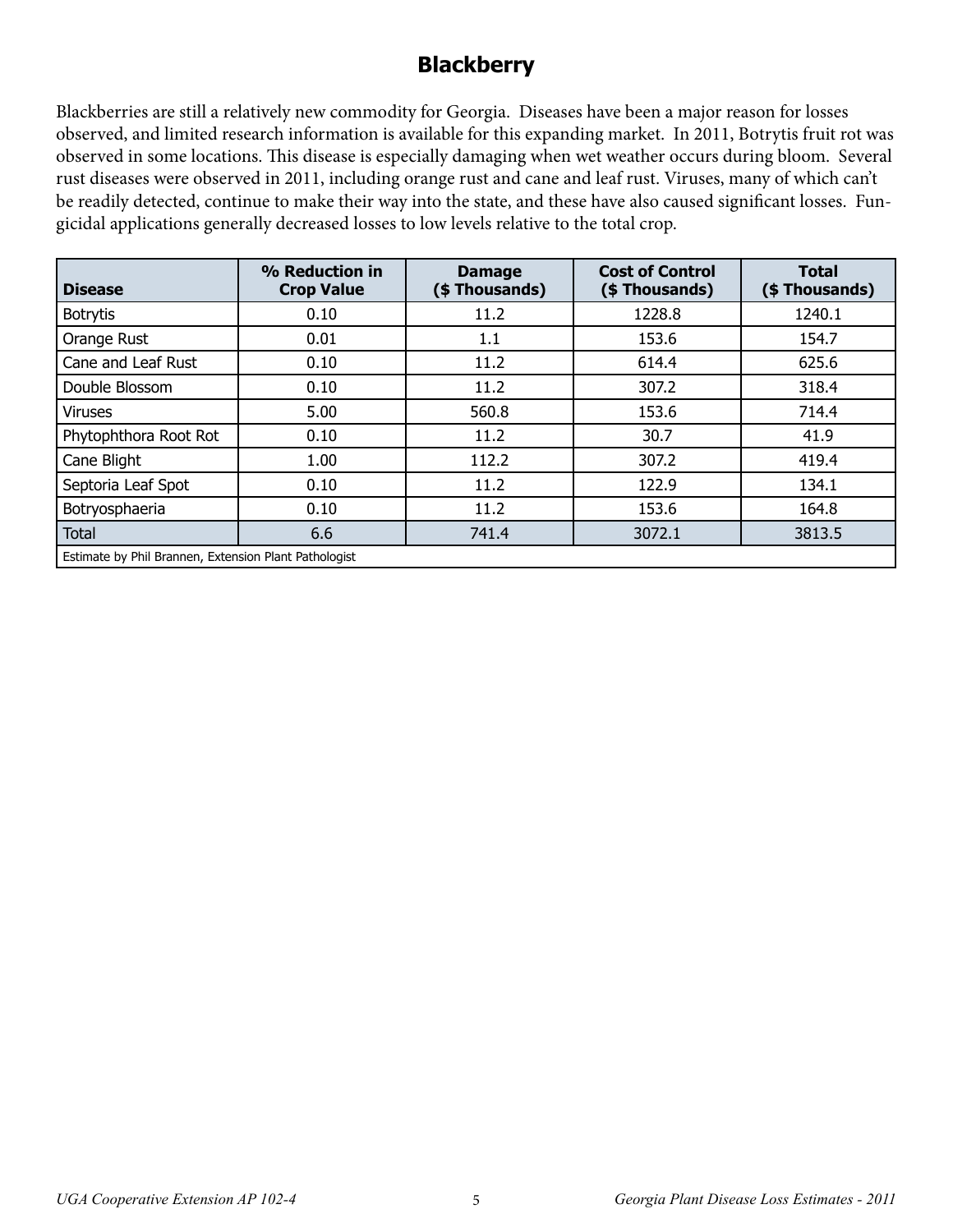# Blackberry

Blackberries are still a relatively new commodity for Georgia. Diseases have been a major reason for losses observed, and limited research information is available for this expanding market. In 2011, Botrytis fruit rot was observed in some locations. This disease is especially damaging when wet weather occurs during bloom. Several rust diseases were observed in 2011, including orange rust and cane and leaf rust. Viruses, many of which can't be readily detected, continue to make their way into the state, and these have also caused significant losses. Fungicidal applications generally decreased losses to low levels relative to the total crop.

| Disease | % Reduction in Crop Value | Damage ($ Thousands) | Cost of Control ($ Thousands) | Total ($ Thousands) |
|---|---|---|---|---|
| Botrytis | 0.10 | 11.2 | 1228.8 | 1240.1 |
| Orange Rust | 0.01 | 1.1 | 153.6 | 154.7 |
| Cane and Leaf Rust | 0.10 | 11.2 | 614.4 | 625.6 |
| Double Blossom | 0.10 | 11.2 | 307.2 | 318.4 |
| Viruses | 5.00 | 560.8 | 153.6 | 714.4 |
| Phytophthora Root Rot | 0.10 | 11.2 | 30.7 | 41.9 |
| Cane Blight | 1.00 | 112.2 | 307.2 | 419.4 |
| Septoria Leaf Spot | 0.10 | 11.2 | 122.9 | 134.1 |
| Botryosphaeria | 0.10 | 11.2 | 153.6 | 164.8 |
| Total | 6.6 | 741.4 | 3072.1 | 3813.5 |

Estimate by Phil Brannen, Extension Plant Pathologist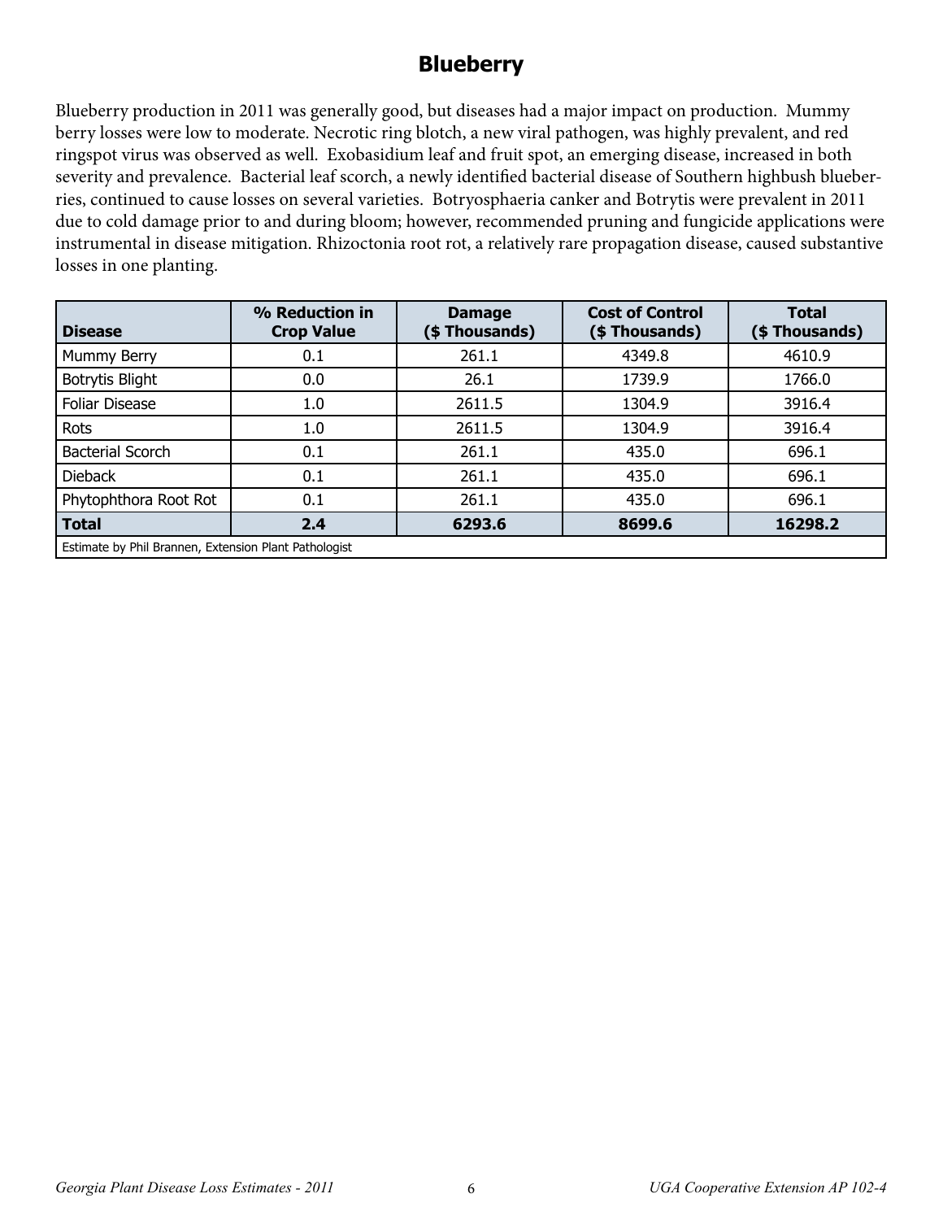# Blueberry

Blueberry production in 2011 was generally good, but diseases had a major impact on production. Mummy berry losses were low to moderate. Necrotic ring blotch, a new viral pathogen, was highly prevalent, and red ringspot virus was observed as well. Exobasidium leaf and fruit spot, an emerging disease, increased in both severity and prevalence. Bacterial leaf scorch, a newly identified bacterial disease of Southern highbush blueberries, continued to cause losses on several varieties. Botryosphaeria canker and Botrytis were prevalent in 2011 due to cold damage prior to and during bloom; however, recommended pruning and fungicide applications were instrumental in disease mitigation. Rhizoctonia root rot, a relatively rare propagation disease, caused substantive losses in one planting.

| Disease | % Reduction in Crop Value | Damage ($ Thousands) | Cost of Control ($ Thousands) | Total ($ Thousands) |
|---|---|---|---|---|
| Mummy Berry | 0.1 | 261.1 | 4349.8 | 4610.9 |
| Botrytis Blight | 0.0 | 26.1 | 1739.9 | 1766.0 |
| Foliar Disease | 1.0 | 2611.5 | 1304.9 | 3916.4 |
| Rots | 1.0 | 2611.5 | 1304.9 | 3916.4 |
| Bacterial Scorch | 0.1 | 261.1 | 435.0 | 696.1 |
| Dieback | 0.1 | 261.1 | 435.0 | 696.1 |
| Phytophthora Root Rot | 0.1 | 261.1 | 435.0 | 696.1 |
| **Total** | **2.4** | **6293.6** | **8699.6** | **16298.2** |
| Estimate by Phil Brannen, Extension Plant Pathologist | | | | |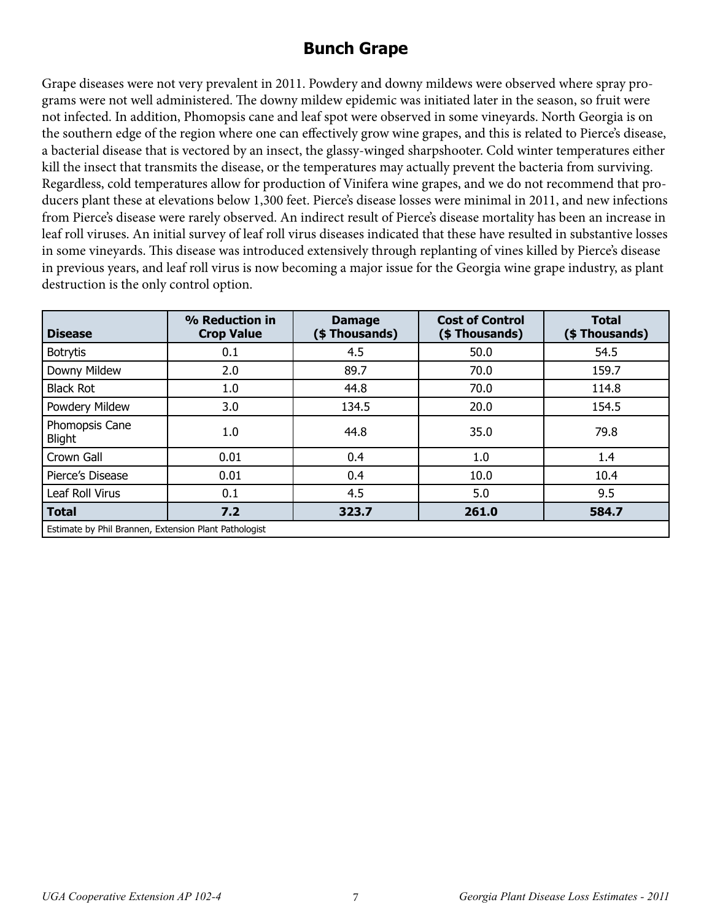## Bunch Grape

Grape diseases were not very prevalent in 2011. Powdery and downy mildews were observed where spray programs were not well administered. The downy mildew epidemic was initiated later in the season, so fruit were not infected. In addition, Phomopsis cane and leaf spot were observed in some vineyards. North Georgia is on the southern edge of the region where one can effectively grow wine grapes, and this is related to Pierce's disease, a bacterial disease that is vectored by an insect, the glassy-winged sharpshooter. Cold winter temperatures either kill the insect that transmits the disease, or the temperatures may actually prevent the bacteria from surviving. Regardless, cold temperatures allow for production of Vinifera wine grapes, and we do not recommend that producers plant these at elevations below 1,300 feet. Pierce's disease losses were minimal in 2011, and new infections from Pierce's disease were rarely observed. An indirect result of Pierce's disease mortality has been an increase in leaf roll viruses. An initial survey of leaf roll virus diseases indicated that these have resulted in substantive losses in some vineyards. This disease was introduced extensively through replanting of vines killed by Pierce's disease in previous years, and leaf roll virus is now becoming a major issue for the Georgia wine grape industry, as plant destruction is the only control option.

| Disease | % Reduction in Crop Value | Damage ($ Thousands) | Cost of Control ($ Thousands) | Total ($ Thousands) |
|---|---|---|---|---|
| Botrytis | 0.1 | 4.5 | 50.0 | 54.5 |
| Downy Mildew | 2.0 | 89.7 | 70.0 | 159.7 |
| Black Rot | 1.0 | 44.8 | 70.0 | 114.8 |
| Powdery Mildew | 3.0 | 134.5 | 20.0 | 154.5 |
| Phomopsis Cane Blight | 1.0 | 44.8 | 35.0 | 79.8 |
| Crown Gall | 0.01 | 0.4 | 1.0 | 1.4 |
| Pierce's Disease | 0.01 | 0.4 | 10.0 | 10.4 |
| Leaf Roll Virus | 0.1 | 4.5 | 5.0 | 9.5 |
| **Total** | **7.2** | **323.7** | **261.0** | **584.7** |

Estimate by Phil Brannen, Extension Plant Pathologist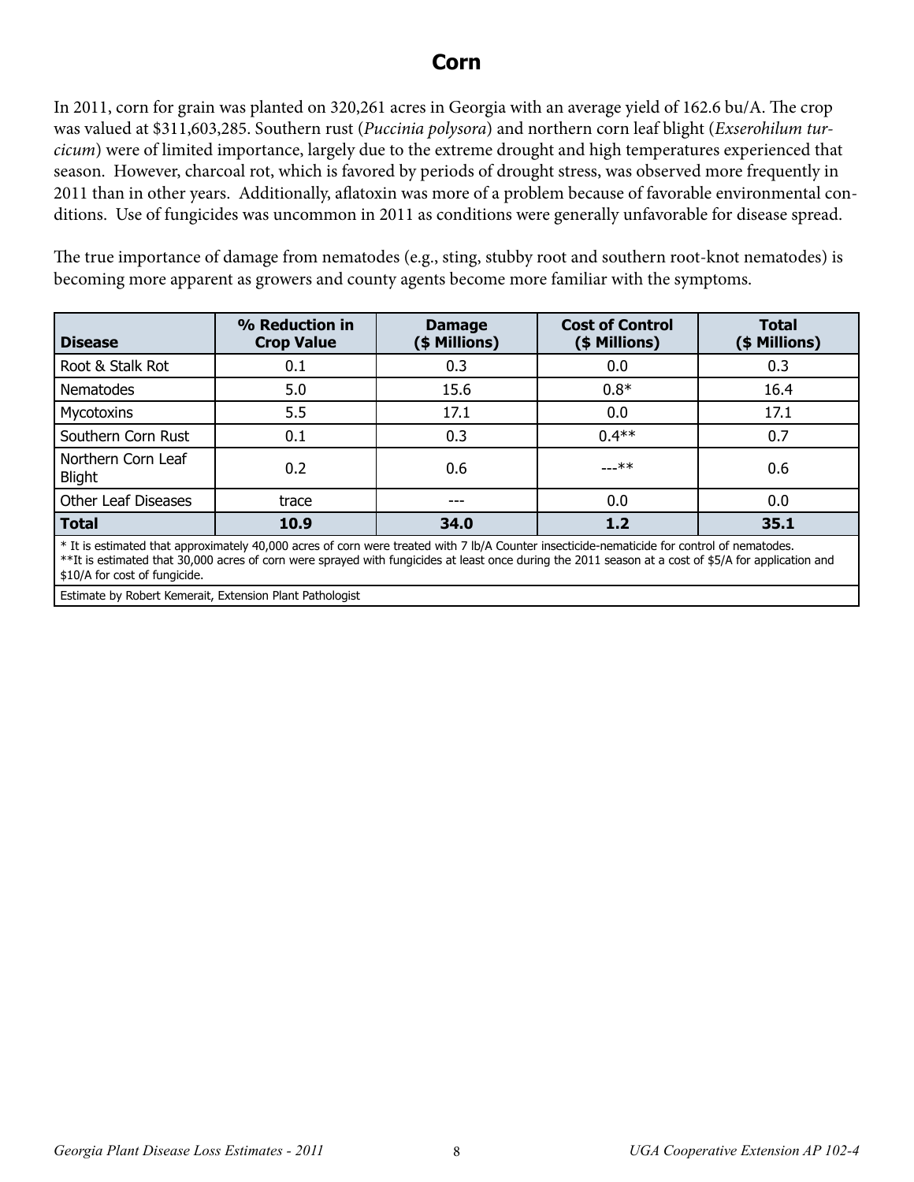# Corn

In 2011, corn for grain was planted on 320,261 acres in Georgia with an average yield of 162.6 bu/A. The crop was valued at $311,603,285. Southern rust (*Puccinia polysora*) and northern corn leaf blight (*Exserohilum turcicum*) were of limited importance, largely due to the extreme drought and high temperatures experienced that season. However, charcoal rot, which is favored by periods of drought stress, was observed more frequently in 2011 than in other years. Additionally, aflatoxin was more of a problem because of favorable environmental conditions. Use of fungicides was uncommon in 2011 as conditions were generally unfavorable for disease spread.

The true importance of damage from nematodes (e.g., sting, stubby root and southern root-knot nematodes) is becoming more apparent as growers and county agents become more familiar with the symptoms.

| Disease | % Reduction in Crop Value | Damage ($ Millions) | Cost of Control ($ Millions) | Total ($ Millions) |
|---|---|---|---|---|
| Root & Stalk Rot | 0.1 | 0.3 | 0.0 | 0.3 |
| Nematodes | 5.0 | 15.6 | 0.8* | 16.4 |
| Mycotoxins | 5.5 | 17.1 | 0.0 | 17.1 |
| Southern Corn Rust | 0.1 | 0.3 | 0.4** | 0.7 |
| Northern Corn Leaf Blight | 0.2 | 0.6 | ---** | 0.6 |
| Other Leaf Diseases | trace | --- | 0.0 | 0.0 |
| **Total** | **10.9** | **34.0** | **1.2** | **35.1** |

\* It is estimated that approximately 40,000 acres of corn were treated with 7 lb/A Counter insecticide-nematicide for control of nematodes.
**It is estimated that 30,000 acres of corn were sprayed with fungicides at least once during the 2011 season at a cost of $5/A for application and $10/A for cost of fungicide.

Estimate by Robert Kemerait, Extension Plant Pathologist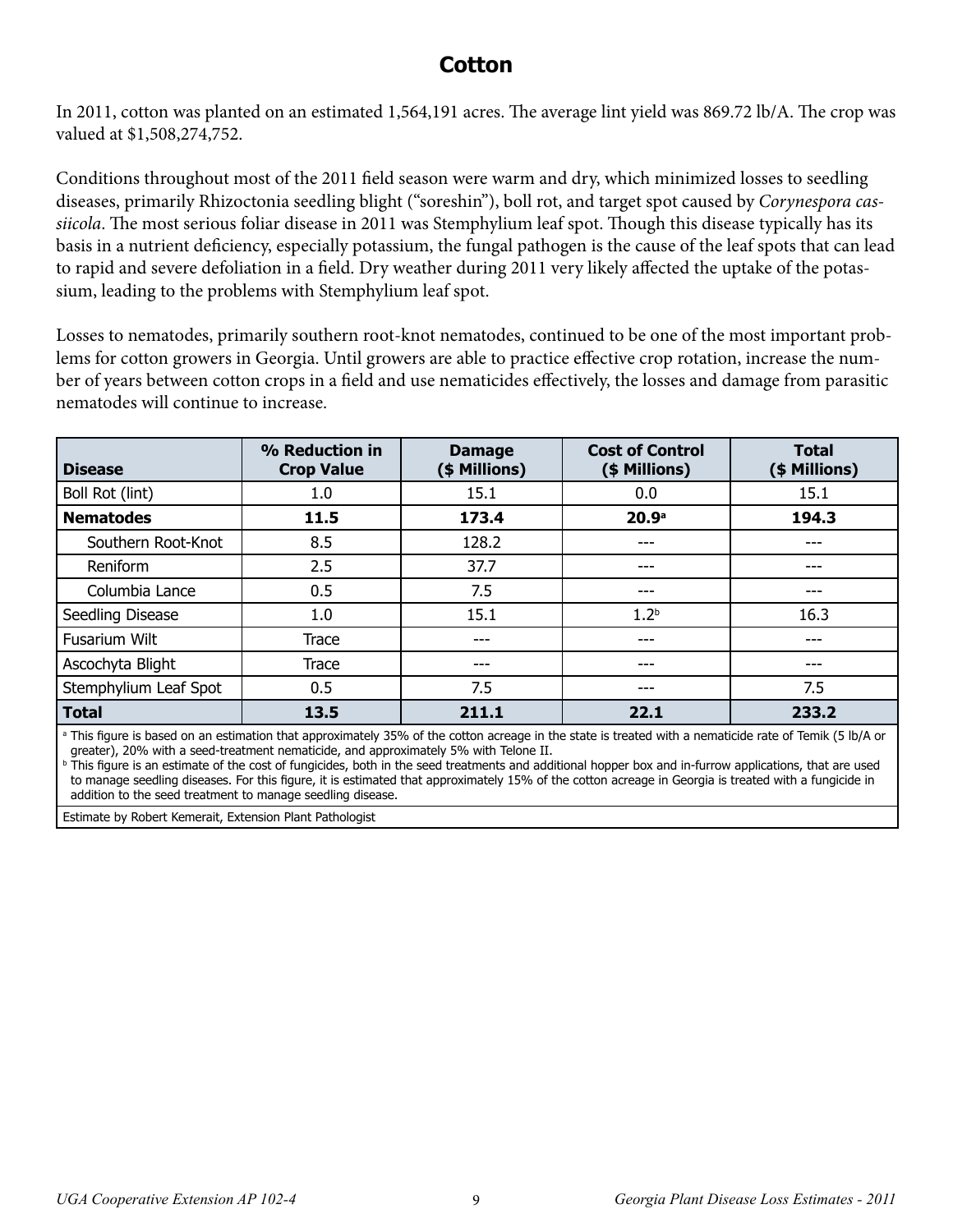# Cotton

In 2011, cotton was planted on an estimated 1,564,191 acres. The average lint yield was 869.72 lb/A. The crop was valued at $1,508,274,752.

Conditions throughout most of the 2011 field season were warm and dry, which minimized losses to seedling diseases, primarily Rhizoctonia seedling blight ("soreshin"), boll rot, and target spot caused by *Corynespora cassiicola*. The most serious foliar disease in 2011 was Stemphylium leaf spot. Though this disease typically has its basis in a nutrient deficiency, especially potassium, the fungal pathogen is the cause of the leaf spots that can lead to rapid and severe defoliation in a field. Dry weather during 2011 very likely affected the uptake of the potassium, leading to the problems with Stemphylium leaf spot.

Losses to nematodes, primarily southern root-knot nematodes, continued to be one of the most important problems for cotton growers in Georgia. Until growers are able to practice effective crop rotation, increase the number of years between cotton crops in a field and use nematicides effectively, the losses and damage from parasitic nematodes will continue to increase.

| Disease | % Reduction in Crop Value | Damage ($ Millions) | Cost of Control ($ Millions) | Total ($ Millions) |
|---|---|---|---|---|
| Boll Rot (lint) | 1.0 | 15.1 | 0.0 | 15.1 |
| **Nematodes** | **11.5** | **173.4** | **20.9**[a] | **194.3** |
| Southern Root-Knot | 8.5 | 128.2 | --- | --- |
| Reniform | 2.5 | 37.7 | --- | --- |
| Columbia Lance | 0.5 | 7.5 | --- | --- |
| Seedling Disease | 1.0 | 15.1 | 1.2[b] | 16.3 |
| Fusarium Wilt | Trace | --- | --- | --- |
| Ascochyta Blight | Trace | --- | --- | --- |
| Stemphylium Leaf Spot | 0.5 | 7.5 | --- | 7.5 |
| **Total** | **13.5** | **211.1** | **22.1** | **233.2** |

[a] This figure is based on an estimation that approximately 35% of the cotton acreage in the state is treated with a nematicide rate of Temik (5 lb/A or greater), 20% with a seed-treatment nematicide, and approximately 5% with Telone II.

[b] This figure is an estimate of the cost of fungicides, both in the seed treatments and additional hopper box and in-furrow applications, that are used to manage seedling diseases. For this figure, it is estimated that approximately 15% of the cotton acreage in Georgia is treated with a fungicide in addition to the seed treatment to manage seedling disease.

Estimate by Robert Kemerait, Extension Plant Pathologist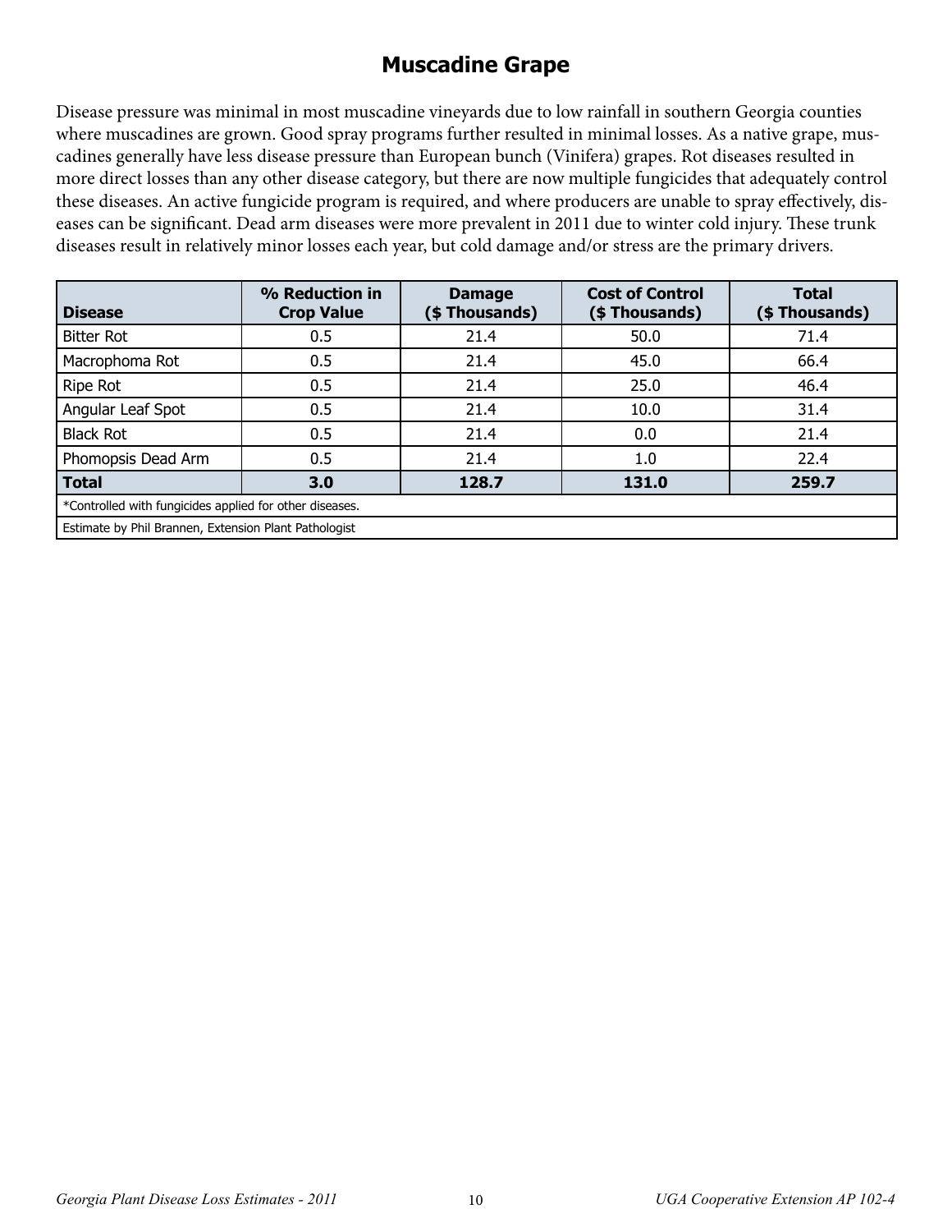# Muscadine Grape

Disease pressure was minimal in most muscadine vineyards due to low rainfall in southern Georgia counties where muscadines are grown. Good spray programs further resulted in minimal losses. As a native grape, muscadines generally have less disease pressure than European bunch (Vinifera) grapes. Rot diseases resulted in more direct losses than any other disease category, but there are now multiple fungicides that adequately control these diseases. An active fungicide program is required, and where producers are unable to spray effectively, diseases can be significant. Dead arm diseases were more prevalent in 2011 due to winter cold injury. These trunk diseases result in relatively minor losses each year, but cold damage and/or stress are the primary drivers.

| Disease | % Reduction in Crop Value | Damage ($ Thousands) | Cost of Control ($ Thousands) | Total ($ Thousands) |
|---|---|---|---|---|
| Bitter Rot | 0.5 | 21.4 | 50.0 | 71.4 |
| Macrophoma Rot | 0.5 | 21.4 | 45.0 | 66.4 |
| Ripe Rot | 0.5 | 21.4 | 25.0 | 46.4 |
| Angular Leaf Spot | 0.5 | 21.4 | 10.0 | 31.4 |
| Black Rot | 0.5 | 21.4 | 0.0 | 21.4 |
| Phomopsis Dead Arm | 0.5 | 21.4 | 1.0 | 22.4 |
| **Total** | **3.0** | **128.7** | **131.0** | **259.7** |
| *Controlled with fungicides applied for other diseases. | | | | |
| Estimate by Phil Brannen, Extension Plant Pathologist | | | | |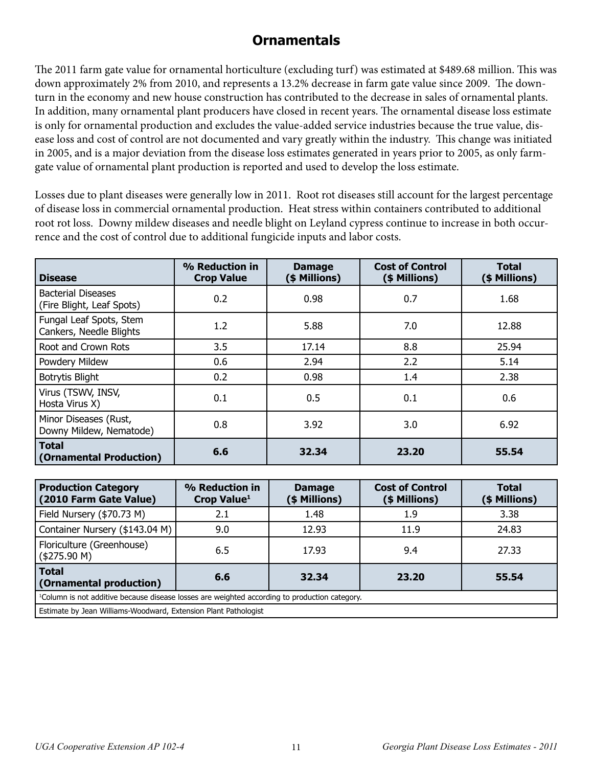## Ornamentals

The 2011 farm gate value for ornamental horticulture (excluding turf) was estimated at $489.68 million. This was down approximately 2% from 2010, and represents a 13.2% decrease in farm gate value since 2009. The downturn in the economy and new house construction has contributed to the decrease in sales of ornamental plants. In addition, many ornamental plant producers have closed in recent years. The ornamental disease loss estimate is only for ornamental production and excludes the value-added service industries because the true value, disease loss and cost of control are not documented and vary greatly within the industry. This change was initiated in 2005, and is a major deviation from the disease loss estimates generated in years prior to 2005, as only farm-gate value of ornamental plant production is reported and used to develop the loss estimate.

Losses due to plant diseases were generally low in 2011. Root rot diseases still account for the largest percentage of disease loss in commercial ornamental production. Heat stress within containers contributed to additional root rot loss. Downy mildew diseases and needle blight on Leyland cypress continue to increase in both occurrence and the cost of control due to additional fungicide inputs and labor costs.

| Disease | % Reduction in Crop Value | Damage ($ Millions) | Cost of Control ($ Millions) | Total ($ Millions) |
|---|---|---|---|---|
| Bacterial Diseases (Fire Blight, Leaf Spots) | 0.2 | 0.98 | 0.7 | 1.68 |
| Fungal Leaf Spots, Stem Cankers, Needle Blights | 1.2 | 5.88 | 7.0 | 12.88 |
| Root and Crown Rots | 3.5 | 17.14 | 8.8 | 25.94 |
| Powdery Mildew | 0.6 | 2.94 | 2.2 | 5.14 |
| Botrytis Blight | 0.2 | 0.98 | 1.4 | 2.38 |
| Virus (TSWV, INSV, Hosta Virus X) | 0.1 | 0.5 | 0.1 | 0.6 |
| Minor Diseases (Rust, Downy Mildew, Nematode) | 0.8 | 3.92 | 3.0 | 6.92 |
| **Total (Ornamental Production)** | **6.6** | **32.34** | **23.20** | **55.54** |

| Production Category (2010 Farm Gate Value) | % Reduction in Crop Value[1] | Damage ($ Millions) | Cost of Control ($ Millions) | Total ($ Millions) |
|---|---|---|---|---|
| Field Nursery ($70.73 M) | 2.1 | 1.48 | 1.9 | 3.38 |
| Container Nursery ($143.04 M) | 9.0 | 12.93 | 11.9 | 24.83 |
| Floriculture (Greenhouse) ($275.90 M) | 6.5 | 17.93 | 9.4 | 27.33 |
| **Total (Ornamental production)** | **6.6** | **32.34** | **23.20** | **55.54** |

[1]Column is not additive because disease losses are weighted according to production category.

Estimate by Jean Williams-Woodward, Extension Plant Pathologist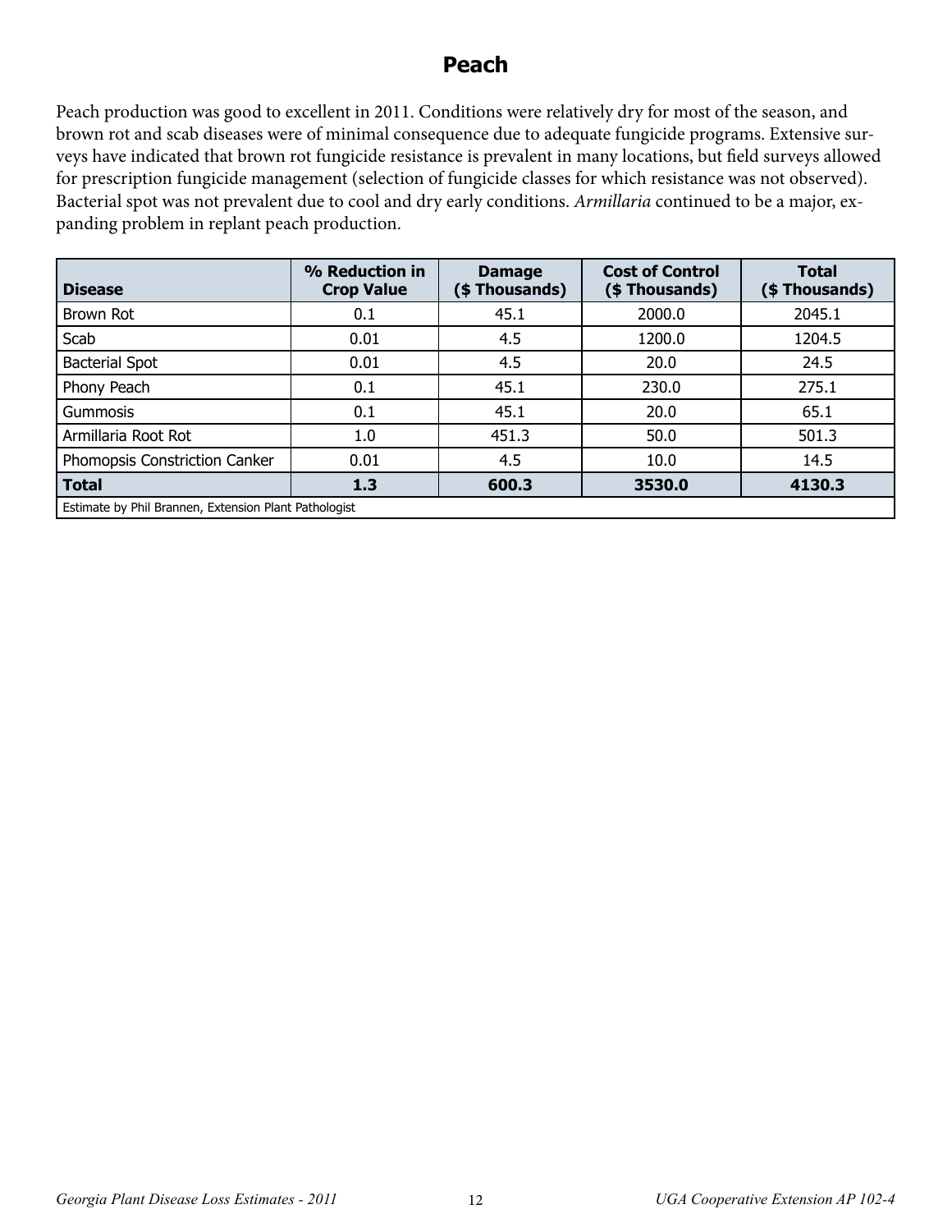# Peach

Peach production was good to excellent in 2011. Conditions were relatively dry for most of the season, and brown rot and scab diseases were of minimal consequence due to adequate fungicide programs. Extensive surveys have indicated that brown rot fungicide resistance is prevalent in many locations, but field surveys allowed for prescription fungicide management (selection of fungicide classes for which resistance was not observed). Bacterial spot was not prevalent due to cool and dry early conditions. *Armillaria* continued to be a major, expanding problem in replant peach production.

| Disease | % Reduction in Crop Value | Damage ($ Thousands) | Cost of Control ($ Thousands) | Total ($ Thousands) |
|---|---|---|---|---|
| Brown Rot | 0.1 | 45.1 | 2000.0 | 2045.1 |
| Scab | 0.01 | 4.5 | 1200.0 | 1204.5 |
| Bacterial Spot | 0.01 | 4.5 | 20.0 | 24.5 |
| Phony Peach | 0.1 | 45.1 | 230.0 | 275.1 |
| Gummosis | 0.1 | 45.1 | 20.0 | 65.1 |
| Armillaria Root Rot | 1.0 | 451.3 | 50.0 | 501.3 |
| Phomopsis Constriction Canker | 0.01 | 4.5 | 10.0 | 14.5 |
| **Total** | **1.3** | **600.3** | **3530.0** | **4130.3** |
| Estimate by Phil Brannen, Extension Plant Pathologist | | | | |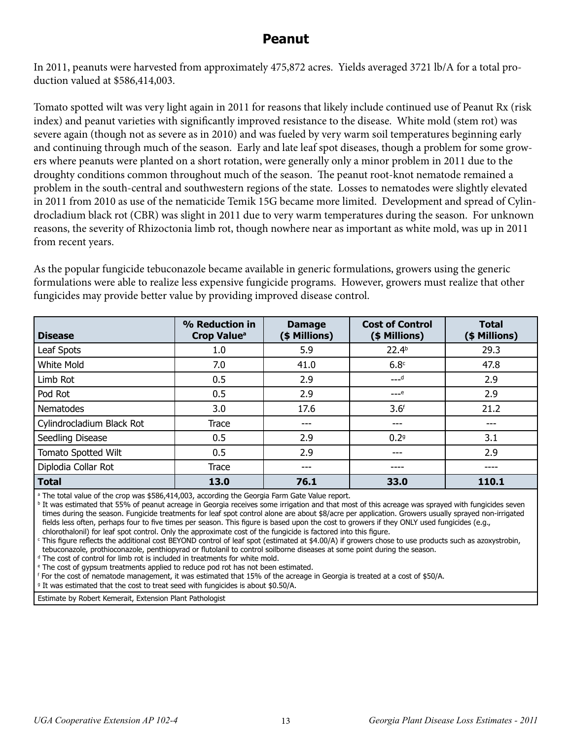# Peanut

In 2011, peanuts were harvested from approximately 475,872 acres. Yields averaged 3721 lb/A for a total production valued at $586,414,003.

Tomato spotted wilt was very light again in 2011 for reasons that likely include continued use of Peanut Rx (risk index) and peanut varieties with significantly improved resistance to the disease. White mold (stem rot) was severe again (though not as severe as in 2010) and was fueled by very warm soil temperatures beginning early and continuing through much of the season. Early and late leaf spot diseases, though a problem for some growers where peanuts were planted on a short rotation, were generally only a minor problem in 2011 due to the droughty conditions common throughout much of the season. The peanut root-knot nematode remained a problem in the south-central and southwestern regions of the state. Losses to nematodes were slightly elevated in 2011 from 2010 as use of the nematicide Temik 15G became more limited. Development and spread of Cylindrocladium black rot (CBR) was slight in 2011 due to very warm temperatures during the season. For unknown reasons, the severity of Rhizoctonia limb rot, though nowhere near as important as white mold, was up in 2011 from recent years.

As the popular fungicide tebuconazole became available in generic formulations, growers using the generic formulations were able to realize less expensive fungicide programs. However, growers must realize that other fungicides may provide better value by providing improved disease control.

| Disease | % Reduction in Crop Value[a] | Damage ($ Millions) | Cost of Control ($ Millions) | Total ($ Millions) |
|---|---|---|---|---|
| Leaf Spots | 1.0 | 5.9 | 22.4[b] | 29.3 |
| White Mold | 7.0 | 41.0 | 6.8[c] | 47.8 |
| Limb Rot | 0.5 | 2.9 | ---[d] | 2.9 |
| Pod Rot | 0.5 | 2.9 | ---[e] | 2.9 |
| Nematodes | 3.0 | 17.6 | 3.6[f] | 21.2 |
| Cylindrocladium Black Rot | Trace | --- | --- | --- |
| Seedling Disease | 0.5 | 2.9 | 0.2[g] | 3.1 |
| Tomato Spotted Wilt | 0.5 | 2.9 | --- | 2.9 |
| Diplodia Collar Rot | Trace | --- | ---- | ---- |
| **Total** | **13.0** | **76.1** | **33.0** | **110.1** |

[a] The total value of the crop was $586,414,003, according the Georgia Farm Gate Value report.
[b] It was estimated that 55% of peanut acreage in Georgia receives some irrigation and that most of this acreage was sprayed with fungicides seven times during the season. Fungicide treatments for leaf spot control alone are about $8/acre per application. Growers usually sprayed non-irrigated fields less often, perhaps four to five times per season. This figure is based upon the cost to growers if they ONLY used fungicides (e.g., chlorothalonil) for leaf spot control. Only the approximate cost of the fungicide is factored into this figure.
[c] This figure reflects the additional cost BEYOND control of leaf spot (estimated at $4.00/A) if growers chose to use products such as azoxystrobin, tebuconazole, prothioconazole, penthiopyrad or flutolanil to control soilborne diseases at some point during the season.
[d] The cost of control for limb rot is included in treatments for white mold.
[e] The cost of gypsum treatments applied to reduce pod rot has not been estimated.
[f] For the cost of nematode management, it was estimated that 15% of the acreage in Georgia is treated at a cost of $50/A.
[g] It was estimated that the cost to treat seed with fungicides is about $0.50/A.

Estimate by Robert Kemerait, Extension Plant Pathologist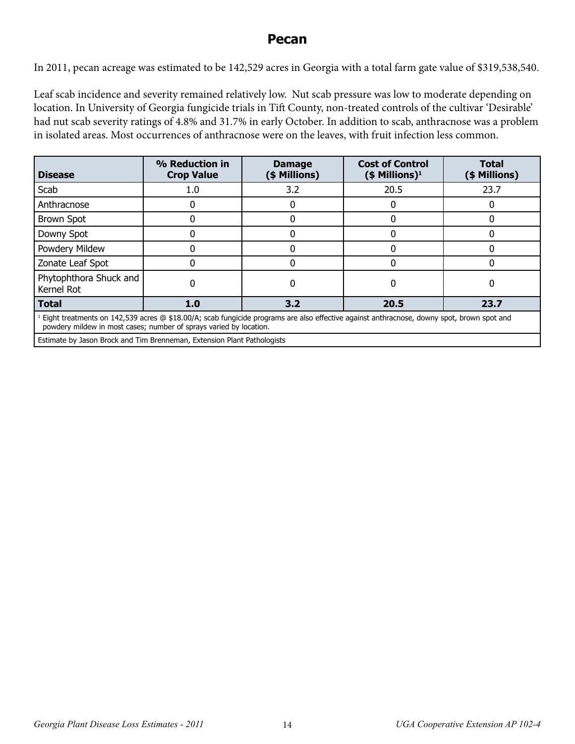# Pecan

In 2011, pecan acreage was estimated to be 142,529 acres in Georgia with a total farm gate value of $319,538,540.

Leaf scab incidence and severity remained relatively low. Nut scab pressure was low to moderate depending on location. In University of Georgia fungicide trials in Tift County, non-treated controls of the cultivar 'Desirable' had nut scab severity ratings of 4.8% and 31.7% in early October. In addition to scab, anthracnose was a problem in isolated areas. Most occurrences of anthracnose were on the leaves, with fruit infection less common.

| Disease | % Reduction in Crop Value | Damage ($ Millions) | Cost of Control ($ Millions)[1] | Total ($ Millions) |
|---|---|---|---|---|
| Scab | 1.0 | 3.2 | 20.5 | 23.7 |
| Anthracnose | 0 | 0 | 0 | 0 |
| Brown Spot | 0 | 0 | 0 | 0 |
| Downy Spot | 0 | 0 | 0 | 0 |
| Powdery Mildew | 0 | 0 | 0 | 0 |
| Zonate Leaf Spot | 0 | 0 | 0 | 0 |
| Phytophthora Shuck and Kernel Rot | 0 | 0 | 0 | 0 |
| **Total** | **1.0** | **3.2** | **20.5** | **23.7** |

[1] Eight treatments on 142,539 acres @ $18.00/A; scab fungicide programs are also effective against anthracnose, downy spot, brown spot and powdery mildew in most cases; number of sprays varied by location.

Estimate by Jason Brock and Tim Brenneman, Extension Plant Pathologists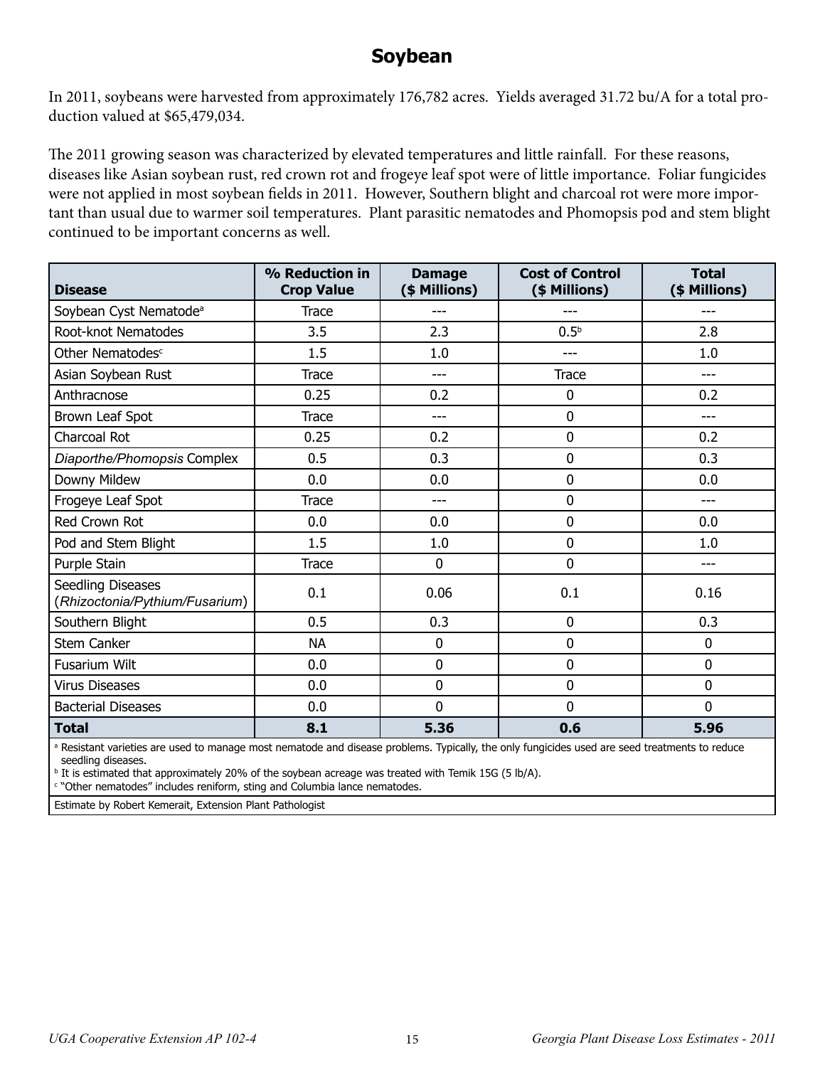# Soybean

In 2011, soybeans were harvested from approximately 176,782 acres. Yields averaged 31.72 bu/A for a total production valued at $65,479,034.

The 2011 growing season was characterized by elevated temperatures and little rainfall. For these reasons, diseases like Asian soybean rust, red crown rot and frogeye leaf spot were of little importance. Foliar fungicides were not applied in most soybean fields in 2011. However, Southern blight and charcoal rot were more important than usual due to warmer soil temperatures. Plant parasitic nematodes and Phomopsis pod and stem blight continued to be important concerns as well.

| Disease | % Reduction in Crop Value | Damage ($ Millions) | Cost of Control ($ Millions) | Total ($ Millions) |
|---|---|---|---|---|
| Soybean Cyst Nematode[a] | Trace | --- | --- | --- |
| Root-knot Nematodes | 3.5 | 2.3 | 0.5[b] | 2.8 |
| Other Nematodes[c] | 1.5 | 1.0 | --- | 1.0 |
| Asian Soybean Rust | Trace | --- | Trace | --- |
| Anthracnose | 0.25 | 0.2 | 0 | 0.2 |
| Brown Leaf Spot | Trace | --- | 0 | --- |
| Charcoal Rot | 0.25 | 0.2 | 0 | 0.2 |
| *Diaporthe/Phomopsis* Complex | 0.5 | 0.3 | 0 | 0.3 |
| Downy Mildew | 0.0 | 0.0 | 0 | 0.0 |
| Frogeye Leaf Spot | Trace | --- | 0 | --- |
| Red Crown Rot | 0.0 | 0.0 | 0 | 0.0 |
| Pod and Stem Blight | 1.5 | 1.0 | 0 | 1.0 |
| Purple Stain | Trace | 0 | 0 | --- |
| Seedling Diseases (*Rhizoctonia/Pythium/Fusarium*) | 0.1 | 0.06 | 0.1 | 0.16 |
| Southern Blight | 0.5 | 0.3 | 0 | 0.3 |
| Stem Canker | NA | 0 | 0 | 0 |
| Fusarium Wilt | 0.0 | 0 | 0 | 0 |
| Virus Diseases | 0.0 | 0 | 0 | 0 |
| Bacterial Diseases | 0.0 | 0 | 0 | 0 |
| **Total** | **8.1** | **5.36** | **0.6** | **5.96** |

[a] Resistant varieties are used to manage most nematode and disease problems. Typically, the only fungicides used are seed treatments to reduce seedling diseases.

[b] It is estimated that approximately 20% of the soybean acreage was treated with Temik 15G (5 lb/A).

[c] "Other nematodes" includes reniform, sting and Columbia lance nematodes.

Estimate by Robert Kemerait, Extension Plant Pathologist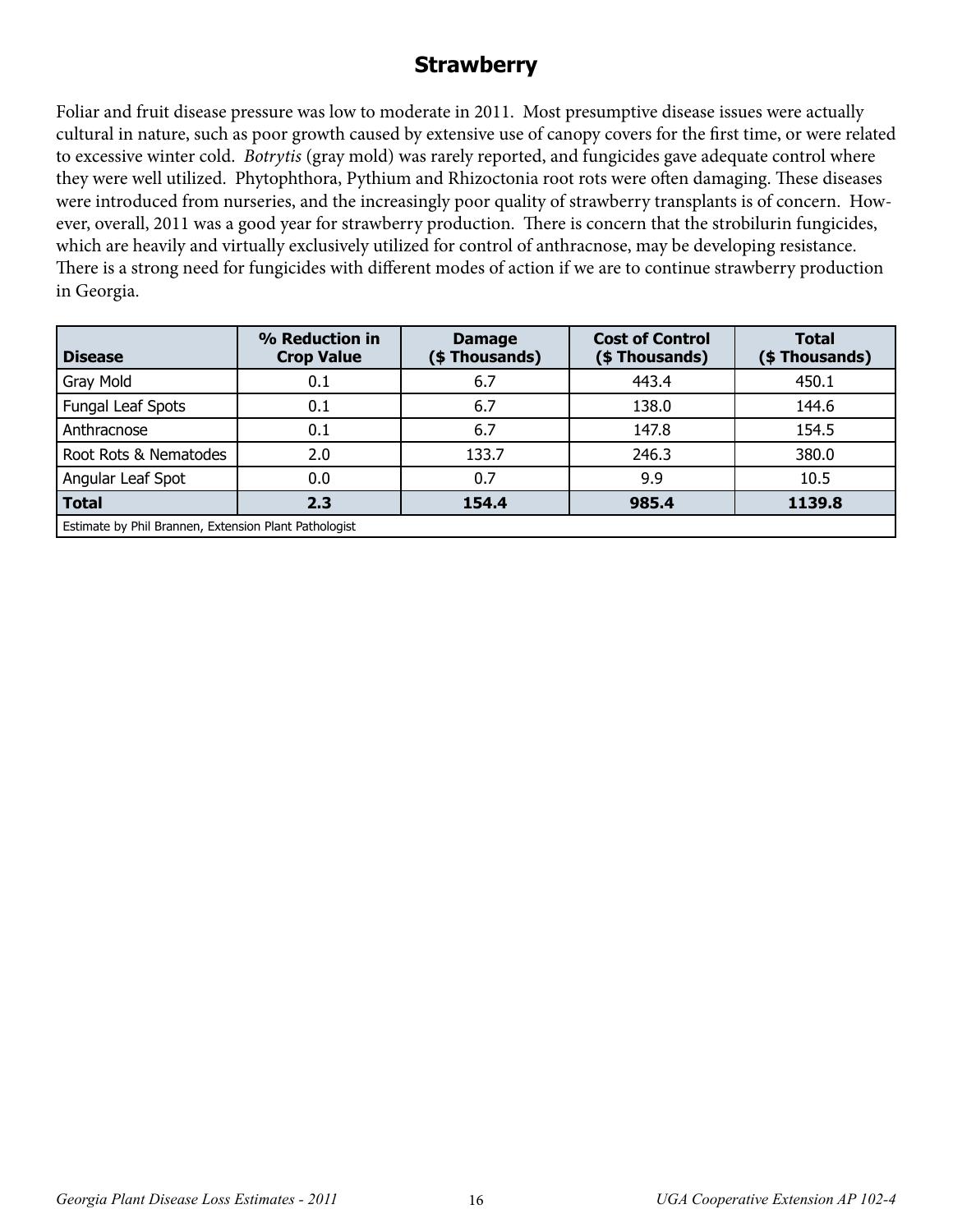## Strawberry

Foliar and fruit disease pressure was low to moderate in 2011. Most presumptive disease issues were actually cultural in nature, such as poor growth caused by extensive use of canopy covers for the first time, or were related to excessive winter cold. *Botrytis* (gray mold) was rarely reported, and fungicides gave adequate control where they were well utilized. Phytophthora, Pythium and Rhizoctonia root rots were often damaging. These diseases were introduced from nurseries, and the increasingly poor quality of strawberry transplants is of concern. However, overall, 2011 was a good year for strawberry production. There is concern that the strobilurin fungicides, which are heavily and virtually exclusively utilized for control of anthracnose, may be developing resistance. There is a strong need for fungicides with different modes of action if we are to continue strawberry production in Georgia.

| Disease | % Reduction in Crop Value | Damage ($ Thousands) | Cost of Control ($ Thousands) | Total ($ Thousands) |
|---|---|---|---|---|
| Gray Mold | 0.1 | 6.7 | 443.4 | 450.1 |
| Fungal Leaf Spots | 0.1 | 6.7 | 138.0 | 144.6 |
| Anthracnose | 0.1 | 6.7 | 147.8 | 154.5 |
| Root Rots & Nematodes | 2.0 | 133.7 | 246.3 | 380.0 |
| Angular Leaf Spot | 0.0 | 0.7 | 9.9 | 10.5 |
| **Total** | **2.3** | **154.4** | **985.4** | **1139.8** |
| Estimate by Phil Brannen, Extension Plant Pathologist | | | | |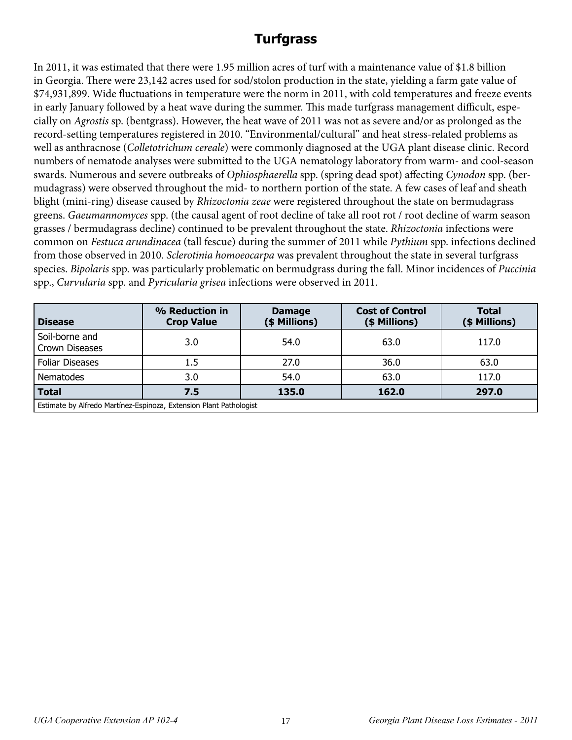# Turfgrass

In 2011, it was estimated that there were 1.95 million acres of turf with a maintenance value of $1.8 billion in Georgia. There were 23,142 acres used for sod/stolon production in the state, yielding a farm gate value of $74,931,899. Wide fluctuations in temperature were the norm in 2011, with cold temperatures and freeze events in early January followed by a heat wave during the summer. This made turfgrass management difficult, especially on *Agrostis* sp. (bentgrass). However, the heat wave of 2011 was not as severe and/or as prolonged as the record-setting temperatures registered in 2010. "Environmental/cultural" and heat stress-related problems as well as anthracnose (*Colletotrichum cereale*) were commonly diagnosed at the UGA plant disease clinic. Record numbers of nematode analyses were submitted to the UGA nematology laboratory from warm- and cool-season swards. Numerous and severe outbreaks of *Ophiosphaerella* spp. (spring dead spot) affecting *Cynodon* spp. (bermudagrass) were observed throughout the mid- to northern portion of the state. A few cases of leaf and sheath blight (mini-ring) disease caused by *Rhizoctonia zeae* were registered throughout the state on bermudagrass greens. *Gaeumannomyces* spp. (the causal agent of root decline of take all root rot / root decline of warm season grasses / bermudagrass decline) continued to be prevalent throughout the state. *Rhizoctonia* infections were common on *Festuca arundinacea* (tall fescue) during the summer of 2011 while *Pythium* spp. infections declined from those observed in 2010. *Sclerotinia homoeocarpa* was prevalent throughout the state in several turfgrass species. *Bipolaris* spp. was particularly problematic on bermudgrass during the fall. Minor incidences of *Puccinia* spp., *Curvularia* spp. and *Pyricularia grisea* infections were observed in 2011.

| Disease | % Reduction in Crop Value | Damage ($ Millions) | Cost of Control ($ Millions) | Total ($ Millions) |
|---|---|---|---|---|
| Soil-borne and Crown Diseases | 3.0 | 54.0 | 63.0 | 117.0 |
| Foliar Diseases | 1.5 | 27.0 | 36.0 | 63.0 |
| Nematodes | 3.0 | 54.0 | 63.0 | 117.0 |
| **Total** | **7.5** | **135.0** | **162.0** | **297.0** |
| Estimate by Alfredo Martínez-Espinoza, Extension Plant Pathologist | | | | |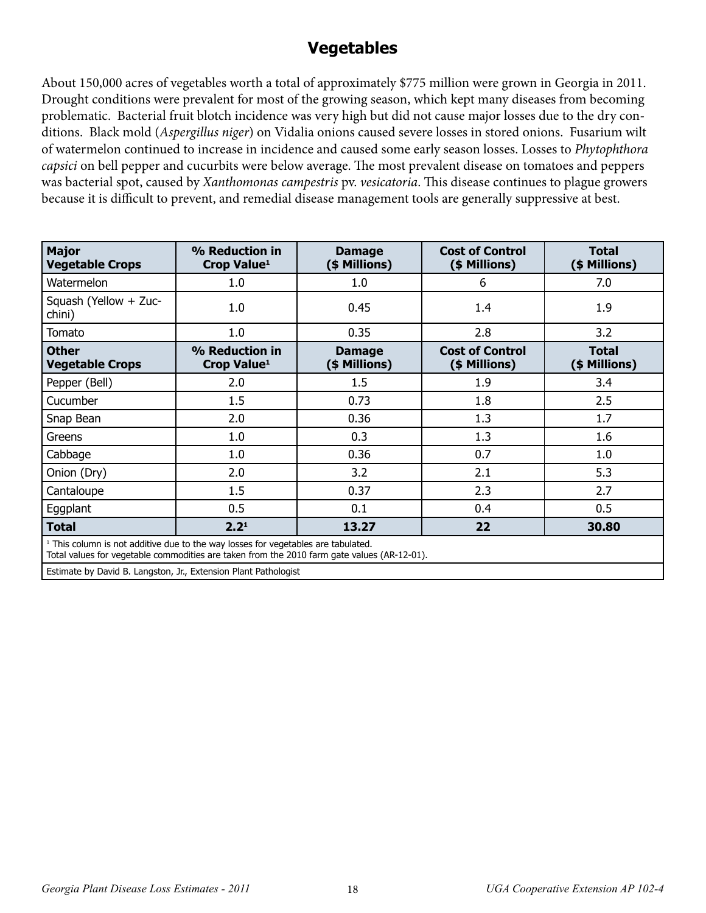## Vegetables

About 150,000 acres of vegetables worth a total of approximately $775 million were grown in Georgia in 2011. Drought conditions were prevalent for most of the growing season, which kept many diseases from becoming problematic. Bacterial fruit blotch incidence was very high but did not cause major losses due to the dry conditions. Black mold (*Aspergillus niger*) on Vidalia onions caused severe losses in stored onions. Fusarium wilt of watermelon continued to increase in incidence and caused some early season losses. Losses to *Phytophthora capsici* on bell pepper and cucurbits were below average. The most prevalent disease on tomatoes and peppers was bacterial spot, caused by *Xanthomonas campestris* pv. *vesicatoria*. This disease continues to plague growers because it is difficult to prevent, and remedial disease management tools are generally suppressive at best.

| Major Vegetable Crops | % Reduction in Crop Value[1] | Damage ($ Millions) | Cost of Control ($ Millions) | Total ($ Millions) |
|---|---|---|---|---|
| Watermelon | 1.0 | 1.0 | 6 | 7.0 |
| Squash (Yellow + Zucchini) | 1.0 | 0.45 | 1.4 | 1.9 |
| Tomato | 1.0 | 0.35 | 2.8 | 3.2 |
| **Other Vegetable Crops** | **% Reduction in Crop Value[1]** | **Damage ($ Millions)** | **Cost of Control ($ Millions)** | **Total ($ Millions)** |
| Pepper (Bell) | 2.0 | 1.5 | 1.9 | 3.4 |
| Cucumber | 1.5 | 0.73 | 1.8 | 2.5 |
| Snap Bean | 2.0 | 0.36 | 1.3 | 1.7 |
| Greens | 1.0 | 0.3 | 1.3 | 1.6 |
| Cabbage | 1.0 | 0.36 | 0.7 | 1.0 |
| Onion (Dry) | 2.0 | 3.2 | 2.1 | 5.3 |
| Cantaloupe | 1.5 | 0.37 | 2.3 | 2.7 |
| Eggplant | 0.5 | 0.1 | 0.4 | 0.5 |
| **Total** | **2.2[1]** | **13.27** | **22** | **30.80** |

[1] This column is not additive due to the way losses for vegetables are tabulated.
Total values for vegetable commodities are taken from the 2010 farm gate values (AR-12-01).

Estimate by David B. Langston, Jr., Extension Plant Pathologist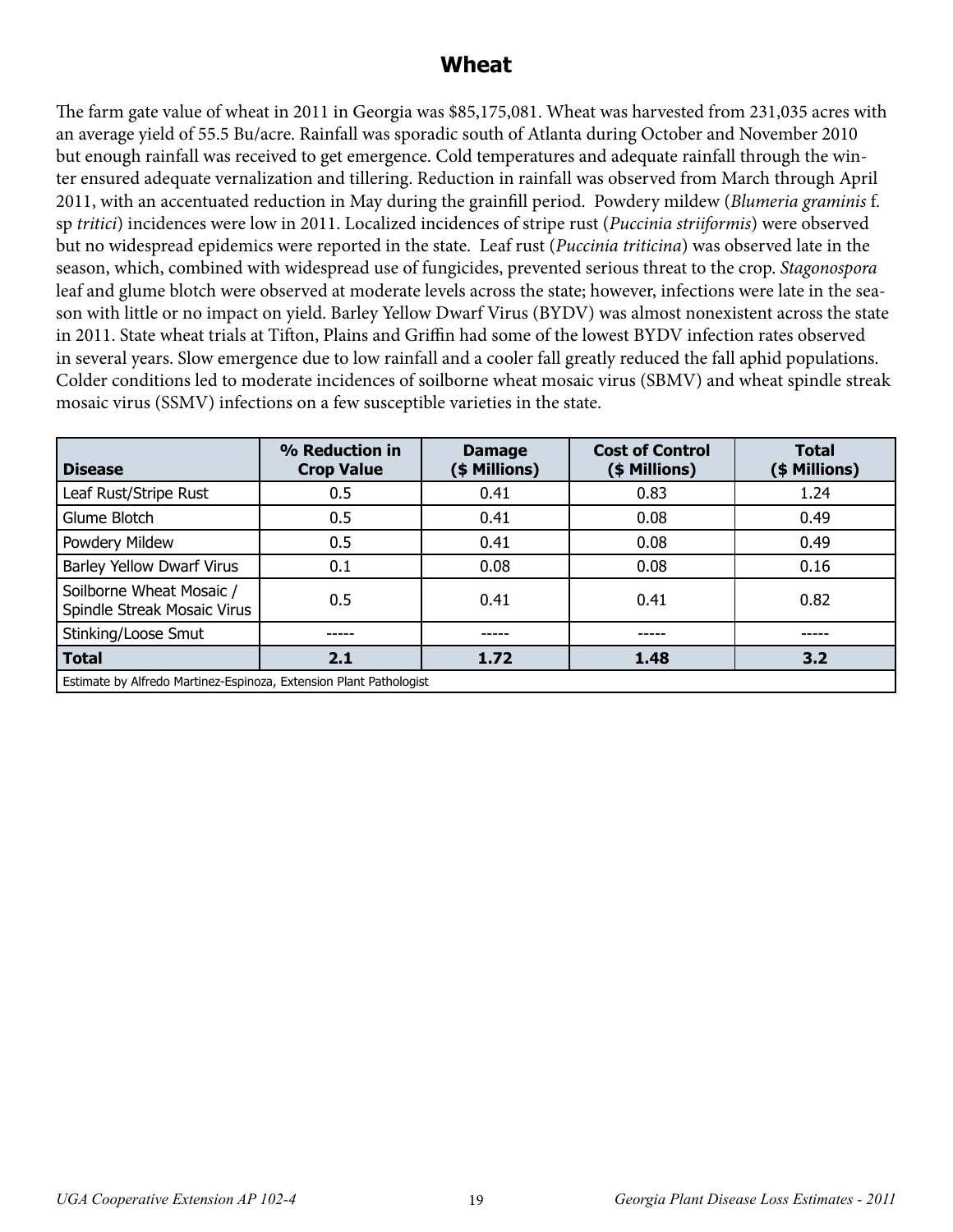# Wheat

The farm gate value of wheat in 2011 in Georgia was $85,175,081. Wheat was harvested from 231,035 acres with an average yield of 55.5 Bu/acre. Rainfall was sporadic south of Atlanta during October and November 2010 but enough rainfall was received to get emergence. Cold temperatures and adequate rainfall through the winter ensured adequate vernalization and tillering. Reduction in rainfall was observed from March through April 2011, with an accentuated reduction in May during the grainfill period. Powdery mildew (*Blumeria graminis* f. sp *tritici*) incidences were low in 2011. Localized incidences of stripe rust (*Puccinia striiformis*) were observed but no widespread epidemics were reported in the state. Leaf rust (*Puccinia triticina*) was observed late in the season, which, combined with widespread use of fungicides, prevented serious threat to the crop. *Stagonospora* leaf and glume blotch were observed at moderate levels across the state; however, infections were late in the season with little or no impact on yield. Barley Yellow Dwarf Virus (BYDV) was almost nonexistent across the state in 2011. State wheat trials at Tifton, Plains and Griffin had some of the lowest BYDV infection rates observed in several years. Slow emergence due to low rainfall and a cooler fall greatly reduced the fall aphid populations. Colder conditions led to moderate incidences of soilborne wheat mosaic virus (SBMV) and wheat spindle streak mosaic virus (SSMV) infections on a few susceptible varieties in the state.

| Disease | % Reduction in Crop Value | Damage ($ Millions) | Cost of Control ($ Millions) | Total ($ Millions) |
|---|---|---|---|---|
| Leaf Rust/Stripe Rust | 0.5 | 0.41 | 0.83 | 1.24 |
| Glume Blotch | 0.5 | 0.41 | 0.08 | 0.49 |
| Powdery Mildew | 0.5 | 0.41 | 0.08 | 0.49 |
| Barley Yellow Dwarf Virus | 0.1 | 0.08 | 0.08 | 0.16 |
| Soilborne Wheat Mosaic / Spindle Streak Mosaic Virus | 0.5 | 0.41 | 0.41 | 0.82 |
| Stinking/Loose Smut | ----- | ----- | ----- | ----- |
| **Total** | **2.1** | **1.72** | **1.48** | **3.2** |

Estimate by Alfredo Martinez-Espinoza, Extension Plant Pathologist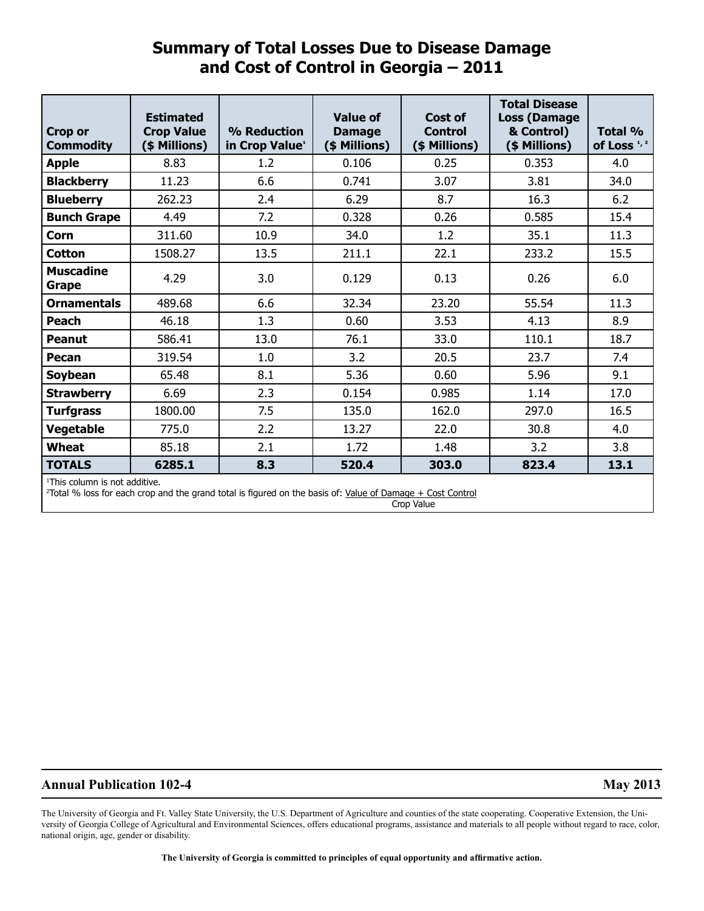# Summary of Total Losses Due to Disease Damage and Cost of Control in Georgia – 2011

| Crop or Commodity | Estimated Crop Value ($ Millions) | % Reduction in Crop Value[1] | Value of Damage ($ Millions) | Cost of Control ($ Millions) | Total Disease Loss (Damage & Control) ($ Millions) | Total % of Loss [1, 2] |
|---|---|---|---|---|---|---|
| **Apple** | 8.83 | 1.2 | 0.106 | 0.25 | 0.353 | 4.0 |
| **Blackberry** | 11.23 | 6.6 | 0.741 | 3.07 | 3.81 | 34.0 |
| **Blueberry** | 262.23 | 2.4 | 6.29 | 8.7 | 16.3 | 6.2 |
| **Bunch Grape** | 4.49 | 7.2 | 0.328 | 0.26 | 0.585 | 15.4 |
| **Corn** | 311.60 | 10.9 | 34.0 | 1.2 | 35.1 | 11.3 |
| **Cotton** | 1508.27 | 13.5 | 211.1 | 22.1 | 233.2 | 15.5 |
| **Muscadine Grape** | 4.29 | 3.0 | 0.129 | 0.13 | 0.26 | 6.0 |
| **Ornamentals** | 489.68 | 6.6 | 32.34 | 23.20 | 55.54 | 11.3 |
| **Peach** | 46.18 | 1.3 | 0.60 | 3.53 | 4.13 | 8.9 |
| **Peanut** | 586.41 | 13.0 | 76.1 | 33.0 | 110.1 | 18.7 |
| **Pecan** | 319.54 | 1.0 | 3.2 | 20.5 | 23.7 | 7.4 |
| **Soybean** | 65.48 | 8.1 | 5.36 | 0.60 | 5.96 | 9.1 |
| **Strawberry** | 6.69 | 2.3 | 0.154 | 0.985 | 1.14 | 17.0 |
| **Turfgrass** | 1800.00 | 7.5 | 135.0 | 162.0 | 297.0 | 16.5 |
| **Vegetable** | 775.0 | 2.2 | 13.27 | 22.0 | 30.8 | 4.0 |
| **Wheat** | 85.18 | 2.1 | 1.72 | 1.48 | 3.2 | 3.8 |
| **TOTALS** | **6285.1** | **8.3** | **520.4** | **303.0** | **823.4** | **13.1** |

[1]This column is not additive.

[2]Total % loss for each crop and the grand total is figured on the basis of: $\frac{\text{Value of Damage + Cost Control}}{\text{Crop Value}}$

**Annual Publication 102-4** **May 2013**

The University of Georgia and Ft. Valley State University, the U.S. Department of Agriculture and counties of the state cooperating. Cooperative Extension, the University of Georgia College of Agricultural and Environmental Sciences, offers educational programs, assistance and materials to all people without regard to race, color, national origin, age, gender or disability.

**The University of Georgia is committed to principles of equal opportunity and affirmative action.**